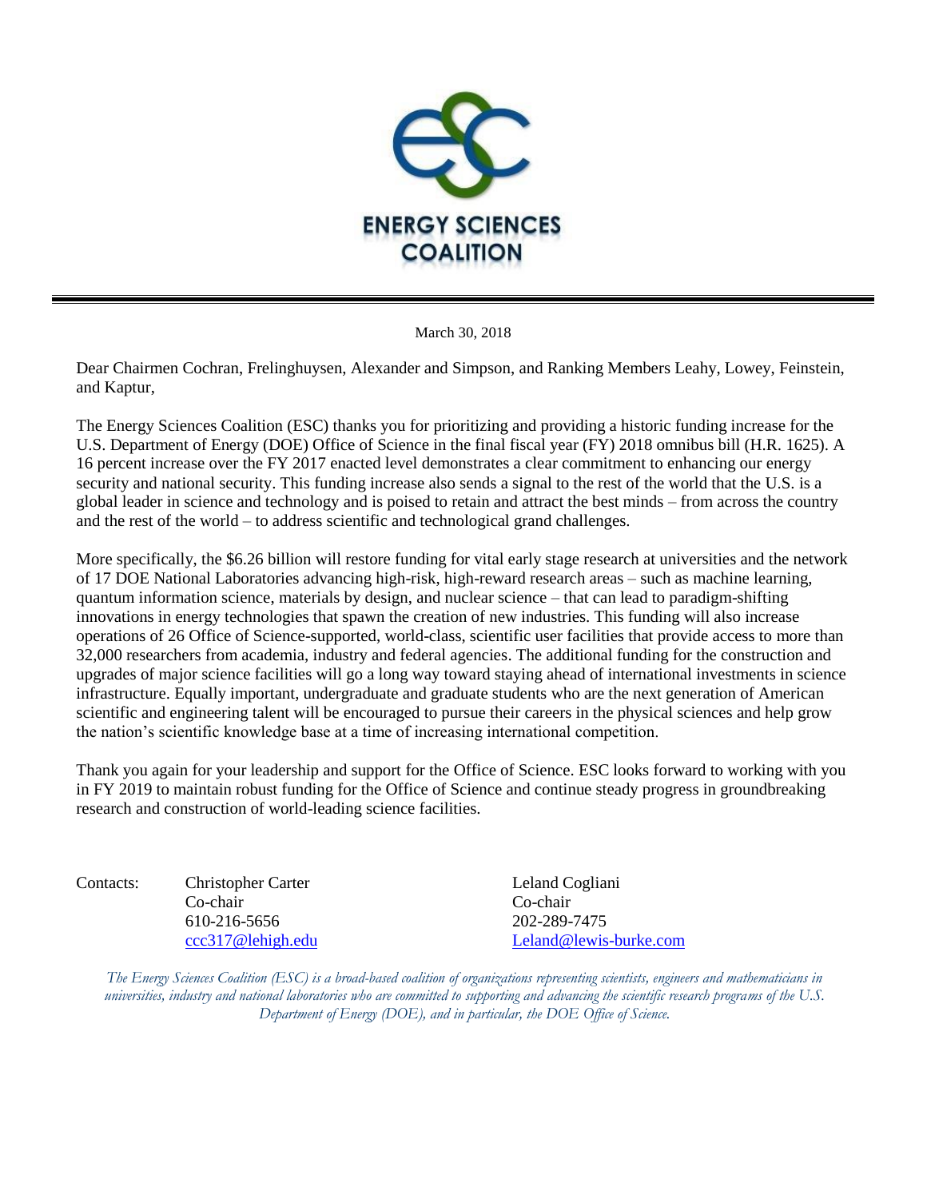**ENERGY SCIENCES COALITION**

March 30, 2018

Dear Chairmen Cochran, Frelinghuysen, Alexander and Simpson, and Ranking Members Leahy, Lowey, Feinstein, and Kaptur,

The Energy Sciences Coalition (ESC) thanks you for prioritizing and providing a historic funding increase for the U.S. Department of Energy (DOE) Office of Science in the final fiscal year (FY) 2018 omnibus bill (H.R. 1625). A 16 percent increase over the FY 2017 enacted level demonstrates a clear commitment to enhancing our energy security and national security. This funding increase also sends a signal to the rest of the world that the U.S. is a global leader in science and technology and is poised to retain and attract the best minds – from across the country and the rest of the world – to address scientific and technological grand challenges.

More specifically, the $6.26 billion will restore funding for vital early stage research at universities and the network of 17 DOE National Laboratories advancing high-risk, high-reward research areas – such as machine learning, quantum information science, materials by design, and nuclear science – that can lead to paradigm-shifting innovations in energy technologies that spawn the creation of new industries. This funding will also increase operations of 26 Office of Science-supported, world-class, scientific user facilities that provide access to more than 32,000 researchers from academia, industry and federal agencies. The additional funding for the construction and upgrades of major science facilities will go a long way toward staying ahead of international investments in science infrastructure. Equally important, undergraduate and graduate students who are the next generation of American scientific and engineering talent will be encouraged to pursue their careers in the physical sciences and help grow the nation's scientific knowledge base at a time of increasing international competition.

Thank you again for your leadership and support for the Office of Science. ESC looks forward to working with you in FY 2019 to maintain robust funding for the Office of Science and continue steady progress in groundbreaking research and construction of world-leading science facilities.

Contacts:

Christopher Carter
Co-chair
610-216-5656
ccc317@lehigh.edu

Leland Cogliani
Co-chair
202-289-7475
Leland@lewis-burke.com

*The Energy Sciences Coalition (ESC) is a broad-based coalition of organizations representing scientists, engineers and mathematicians in universities, industry and national laboratories who are committed to supporting and advancing the scientific research programs of the U.S. Department of Energy (DOE), and in particular, the DOE Office of Science.*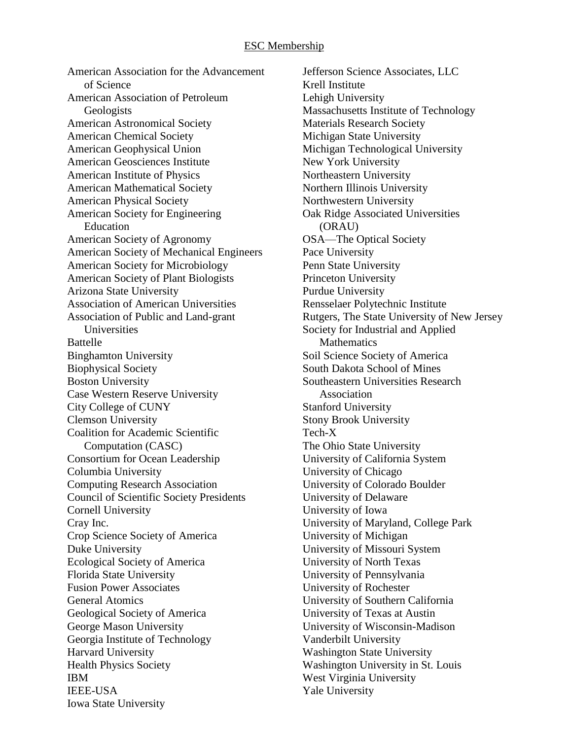ESC Membership

American Association for the Advancement of Science
American Association of Petroleum Geologists
American Astronomical Society
American Chemical Society
American Geophysical Union
American Geosciences Institute
American Institute of Physics
American Mathematical Society
American Physical Society
American Society for Engineering Education
American Society of Agronomy
American Society of Mechanical Engineers
American Society for Microbiology
American Society of Plant Biologists
Arizona State University
Association of American Universities
Association of Public and Land-grant Universities
Battelle
Binghamton University
Biophysical Society
Boston University
Case Western Reserve University
City College of CUNY
Clemson University
Coalition for Academic Scientific Computation (CASC)
Consortium for Ocean Leadership
Columbia University
Computing Research Association
Council of Scientific Society Presidents
Cornell University
Cray Inc.
Crop Science Society of America
Duke University
Ecological Society of America
Florida State University
Fusion Power Associates
General Atomics
Geological Society of America
George Mason University
Georgia Institute of Technology
Harvard University
Health Physics Society
IBM
IEEE-USA
Iowa State University
Jefferson Science Associates, LLC
Krell Institute
Lehigh University
Massachusetts Institute of Technology
Materials Research Society
Michigan State University
Michigan Technological University
New York University
Northeastern University
Northern Illinois University
Northwestern University
Oak Ridge Associated Universities (ORAU)
OSA—The Optical Society
Pace University
Penn State University
Princeton University
Purdue University
Rensselaer Polytechnic Institute
Rutgers, The State University of New Jersey
Society for Industrial and Applied Mathematics
Soil Science Society of America
South Dakota School of Mines
Southeastern Universities Research Association
Stanford University
Stony Brook University
Tech-X
The Ohio State University
University of California System
University of Chicago
University of Colorado Boulder
University of Delaware
University of Iowa
University of Maryland, College Park
University of Michigan
University of Missouri System
University of North Texas
University of Pennsylvania
University of Rochester
University of Southern California
University of Texas at Austin
University of Wisconsin-Madison
Vanderbilt University
Washington State University
Washington University in St. Louis
West Virginia University
Yale University